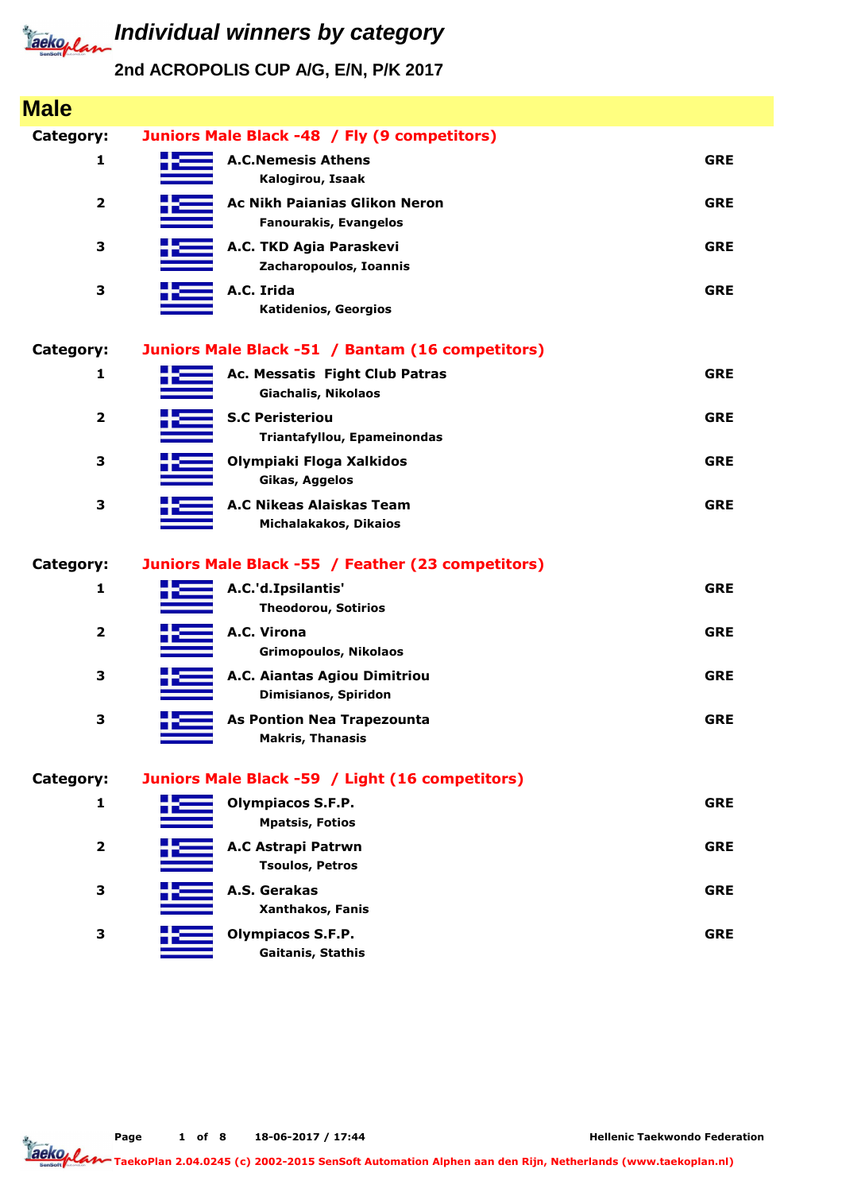# Individual winners by category

## 2nd ACROPOLIS CUP A/G, E/N, P/K 2017

## Male

**Category:** Juniors Male Black -48 / Fly (9 competitors)

| | | |
|---|---|---|
| 1 | **A.C.Nemesis Athens**<br>Kalogirou, Isaak | GRE |
| 2 | **Ac Nikh Paianias Glikon Neron**<br>Fanourakis, Evangelos | GRE |
| 3 | **A.C. TKD Agia Paraskevi**<br>Zacharopoulos, Ioannis | GRE |
| 3 | **A.C. Irida**<br>Katidenios, Georgios | GRE |

**Category:** Juniors Male Black -51 / Bantam (16 competitors)

| | | |
|---|---|---|
| 1 | **Ac. Messatis Fight Club Patras**<br>Giachalis, Nikolaos | GRE |
| 2 | **S.C Peristeriou**<br>Triantafyllou, Epameinondas | GRE |
| 3 | **Olympiaki Floga Xalkidos**<br>Gikas, Aggelos | GRE |
| 3 | **A.C Nikeas Alaiskas Team**<br>Michalakakos, Dikaios | GRE |

**Category:** Juniors Male Black -55 / Feather (23 competitors)

| | | |
|---|---|---|
| 1 | **A.C.'d.Ipsilantis'**<br>Theodorou, Sotirios | GRE |
| 2 | **A.C. Virona**<br>Grimopoulos, Nikolaos | GRE |
| 3 | **A.C. Aiantas Agiou Dimitriou**<br>Dimisianos, Spiridon | GRE |
| 3 | **As Pontion Nea Trapezounta**<br>Makris, Thanasis | GRE |

**Category:** Juniors Male Black -59 / Light (16 competitors)

| | | |
|---|---|---|
| 1 | **Olympiacos S.F.P.**<br>Mpatsis, Fotios | GRE |
| 2 | **A.C Astrapi Patrwn**<br>Tsoulos, Petros | GRE |
| 3 | **A.S. Gerakas**<br>Xanthakos, Fanis | GRE |
| 3 | **Olympiacos S.F.P.**<br>Gaitanis, Stathis | GRE |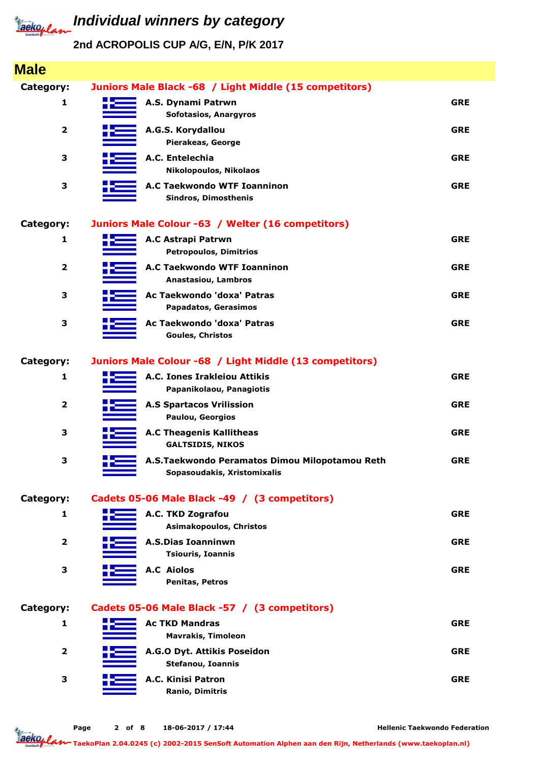# Individual winners by category

## 2nd ACROPOLIS CUP A/G, E/N, P/K 2017

## Male

**Category: Juniors Male Black -68 / Light Middle (15 competitors)**

| | | |
|---|---|---|
| 1 | **A.S. Dynami Patrwn**<br>Sofotasios, Anargyros | GRE |
| 2 | **A.G.S. Korydallou**<br>Pierakeas, George | GRE |
| 3 | **A.C. Entelechia**<br>Nikolopoulos, Nikolaos | GRE |
| 3 | **A.C Taekwondo WTF Ioanninon**<br>Sindros, Dimosthenis | GRE |

**Category: Juniors Male Colour -63 / Welter (16 competitors)**

| | | |
|---|---|---|
| 1 | **A.C Astrapi Patrwn**<br>Petropoulos, Dimitrios | GRE |
| 2 | **A.C Taekwondo WTF Ioanninon**<br>Anastasiou, Lambros | GRE |
| 3 | **Ac Taekwondo 'doxa' Patras**<br>Papadatos, Gerasimos | GRE |
| 3 | **Ac Taekwondo 'doxa' Patras**<br>Goules, Christos | GRE |

**Category: Juniors Male Colour -68 / Light Middle (13 competitors)**

| | | |
|---|---|---|
| 1 | **A.C. Iones Irakleiou Attikis**<br>Papanikolaou, Panagiotis | GRE |
| 2 | **A.S Spartacos Vrilission**<br>Paulou, Georgios | GRE |
| 3 | **A.C Theagenis Kallitheas**<br>GALTSIDIS, NIKOS | GRE |
| 3 | **A.S.Taekwondo Peramatos Dimou Milopotamou Reth**<br>Sopasoudakis, Xristomixalis | GRE |

**Category: Cadets 05-06 Male Black -49 / (3 competitors)**

| | | |
|---|---|---|
| 1 | **A.C. TKD Zografou**<br>Asimakopoulos, Christos | GRE |
| 2 | **A.S.Dias Ioanninwn**<br>Tsiouris, Ioannis | GRE |
| 3 | **A.C Aiolos**<br>Penitas, Petros | GRE |

**Category: Cadets 05-06 Male Black -57 / (3 competitors)**

| | | |
|---|---|---|
| 1 | **Ac TKD Mandras**<br>Mavrakis, Timoleon | GRE |
| 2 | **A.G.O Dyt. Attikis Poseidon**<br>Stefanou, Ioannis | GRE |
| 3 | **A.C. Kinisi Patron**<br>Ranio, Dimitris | GRE |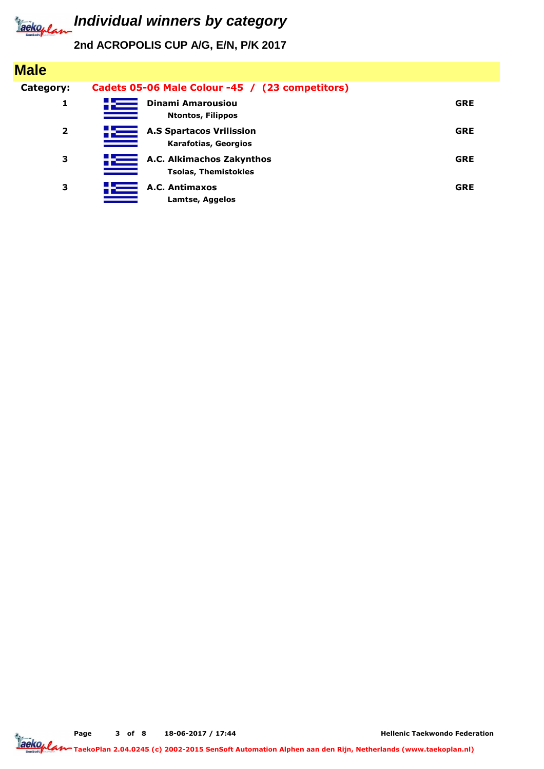# Individual winners by category

## 2nd ACROPOLIS CUP A/G, E/N, P/K 2017

## Male

**Category:** Cadets 05-06 Male Colour -45 / (23 competitors)

| | | | |
|---|---|---|---|
| 1 | | **Dinami Amarousiou**<br>Ntontos, Filippos | GRE |
| 2 | | **A.S Spartacos Vrilission**<br>Karafotias, Georgios | GRE |
| 3 | | **A.C. Alkimachos Zakynthos**<br>Tsolas, Themistokles | GRE |
| 3 | | **A.C. Antimaxos**<br>Lamtse, Aggelos | GRE |

18-06-2017 / 17:44

Hellenic Taekwondo Federation

TaekoPlan 2.04.0245 (c) 2002-2015 SenSoft Automation Alphen aan den Rijn, Netherlands (www.taekoplan.nl)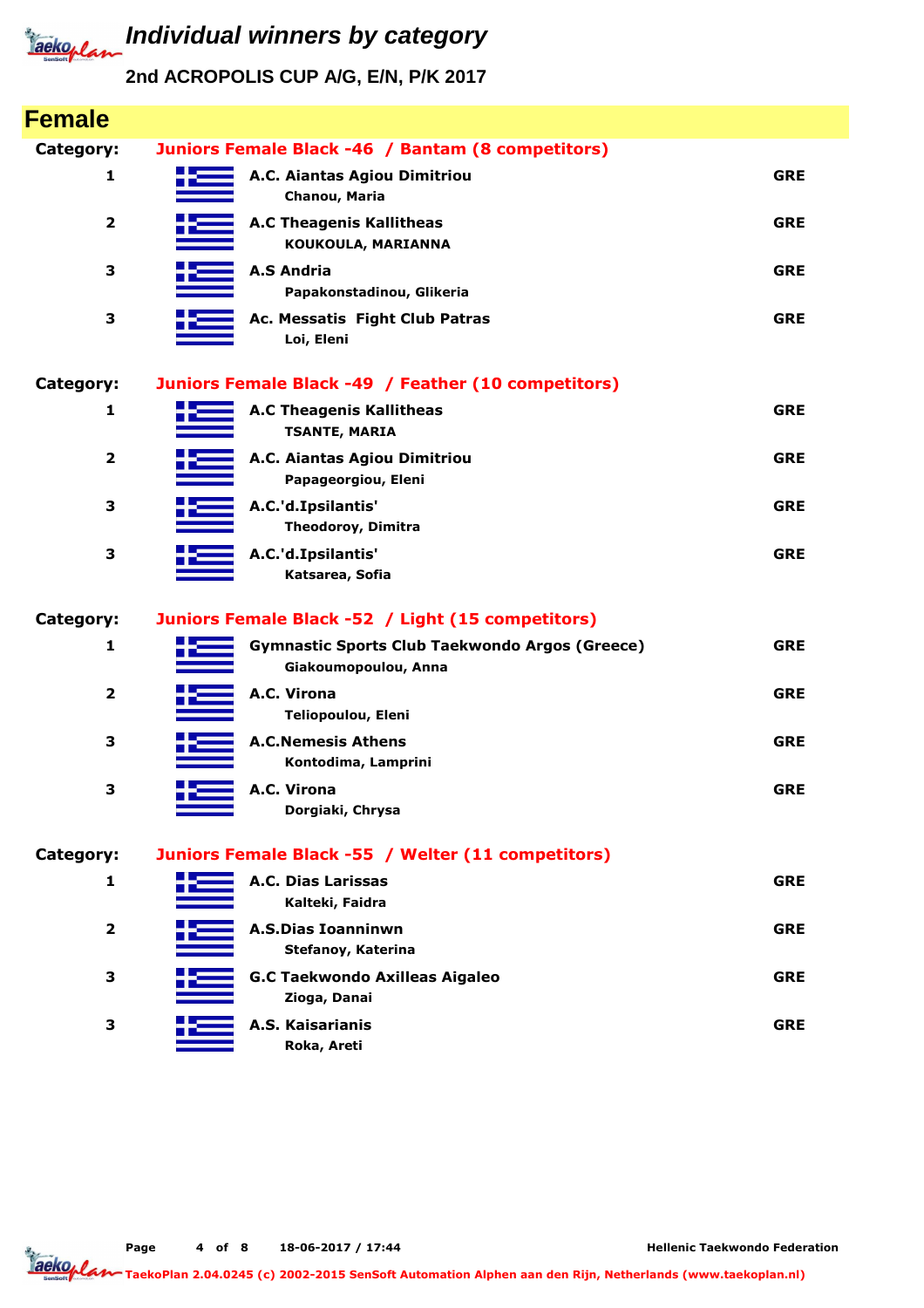# Individual winners by category

## 2nd ACROPOLIS CUP A/G, E/N, P/K 2017

## Female

**Category: Juniors Female Black -46 / Bantam (8 competitors)**

| | | |
|---|---|---|
| 1 | **A.C. Aiantas Agiou Dimitriou**<br>Chanou, Maria | GRE |
| 2 | **A.C Theagenis Kallitheas**<br>KOUKOULA, MARIANNA | GRE |
| 3 | **A.S Andria**<br>Papakonstadinou, Glikeria | GRE |
| 3 | **Ac. Messatis Fight Club Patras**<br>Loi, Eleni | GRE |

**Category: Juniors Female Black -49 / Feather (10 competitors)**

| | | |
|---|---|---|
| 1 | **A.C Theagenis Kallitheas**<br>TSANTE, MARIA | GRE |
| 2 | **A.C. Aiantas Agiou Dimitriou**<br>Papageorgiou, Eleni | GRE |
| 3 | **A.C.'d.Ipsilantis'**<br>Theodoroy, Dimitra | GRE |
| 3 | **A.C.'d.Ipsilantis'**<br>Katsarea, Sofia | GRE |

**Category: Juniors Female Black -52 / Light (15 competitors)**

| | | |
|---|---|---|
| 1 | **Gymnastic Sports Club Taekwondo Argos (Greece)**<br>Giakoumopoulou, Anna | GRE |
| 2 | **A.C. Virona**<br>Teliopoulou, Eleni | GRE |
| 3 | **A.C.Nemesis Athens**<br>Kontodima, Lamprini | GRE |
| 3 | **A.C. Virona**<br>Dorgiaki, Chrysa | GRE |

**Category: Juniors Female Black -55 / Welter (11 competitors)**

| | | |
|---|---|---|
| 1 | **A.C. Dias Larissas**<br>Kalteki, Faidra | GRE |
| 2 | **A.S.Dias Ioanninwn**<br>Stefanoy, Katerina | GRE |
| 3 | **G.C Taekwondo Axilleas Aigaleo**<br>Zioga, Danai | GRE |
| 3 | **A.S. Kaisarianis**<br>Roka, Areti | GRE |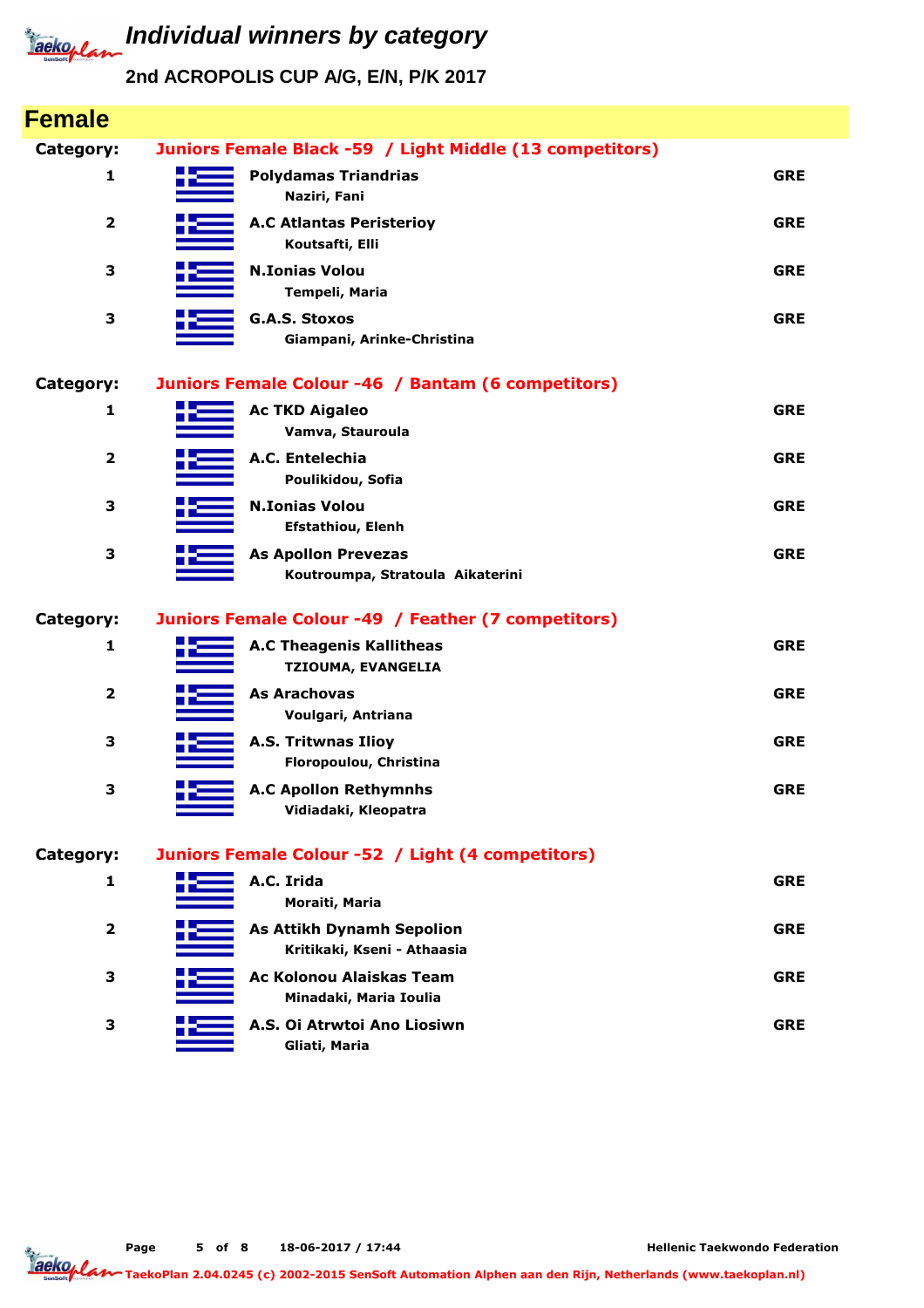# Individual winners by category

## 2nd ACROPOLIS CUP A/G, E/N, P/K 2017

## Female

**Category:** Juniors Female Black -59 / Light Middle (13 competitors)

| | | |
|---|---|---|
| 1 | **Polydamas Triandrias**<br>Naziri, Fani | GRE |
| 2 | **A.C Atlantas Peristerioy**<br>Koutsafti, Elli | GRE |
| 3 | **N.Ionias Volou**<br>Tempeli, Maria | GRE |
| 3 | **G.A.S. Stoxos**<br>Giampani, Arinke-Christina | GRE |

**Category:** Juniors Female Colour -46 / Bantam (6 competitors)

| | | |
|---|---|---|
| 1 | **Ac TKD Aigaleo**<br>Vamva, Stauroula | GRE |
| 2 | **A.C. Entelechia**<br>Poulikidou, Sofia | GRE |
| 3 | **N.Ionias Volou**<br>Efstathiou, Elenh | GRE |
| 3 | **As Apollon Prevezas**<br>Koutroumpa, Stratoula Aikaterini | GRE |

**Category:** Juniors Female Colour -49 / Feather (7 competitors)

| | | |
|---|---|---|
| 1 | **A.C Theagenis Kallitheas**<br>TZIOUMA, EVANGELIA | GRE |
| 2 | **As Arachovas**<br>Voulgari, Antriana | GRE |
| 3 | **A.S. Tritwnas Ilioy**<br>Floropoulou, Christina | GRE |
| 3 | **A.C Apollon Rethymnhs**<br>Vidiadaki, Kleopatra | GRE |

**Category:** Juniors Female Colour -52 / Light (4 competitors)

| | | |
|---|---|---|
| 1 | **A.C. Irida**<br>Moraiti, Maria | GRE |
| 2 | **As Attikh Dynamh Sepolion**<br>Kritikaki, Kseni - Athaasia | GRE |
| 3 | **Ac Kolonou Alaiskas Team**<br>Minadaki, Maria Ioulia | GRE |
| 3 | **A.S. Oi Atrwtoi Ano Liosiwn**<br>Gliati, Maria | GRE |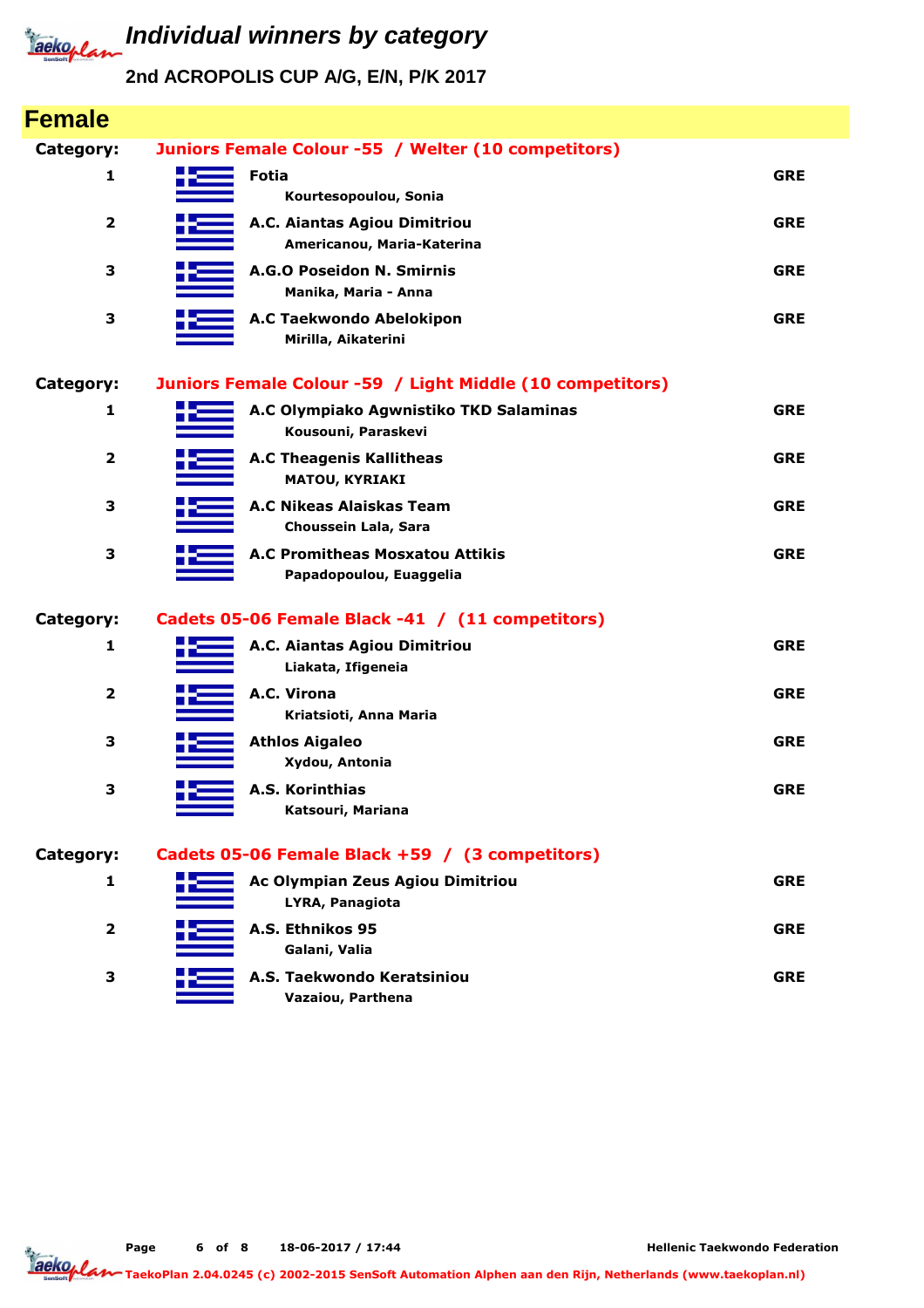# Individual winners by category

## 2nd ACROPOLIS CUP A/G, E/N, P/K 2017

## Female

**Category:** Juniors Female Colour -55 / Welter (10 competitors)

| | | |
|---|---|---|
| 1 | **Fotia**<br>Kourtesopoulou, Sonia | GRE |
| 2 | **A.C. Aiantas Agiou Dimitriou**<br>Americanou, Maria-Katerina | GRE |
| 3 | **A.G.O Poseidon N. Smirnis**<br>Manika, Maria - Anna | GRE |
| 3 | **A.C Taekwondo Abelokipon**<br>Mirilla, Aikaterini | GRE |

**Category:** Juniors Female Colour -59 / Light Middle (10 competitors)

| | | |
|---|---|---|
| 1 | **A.C Olympiako Agwnistiko TKD Salaminas**<br>Kousouni, Paraskevi | GRE |
| 2 | **A.C Theagenis Kallitheas**<br>MATOU, KYRIAKI | GRE |
| 3 | **A.C Nikeas Alaiskas Team**<br>Choussein Lala, Sara | GRE |
| 3 | **A.C Promitheas Mosxatou Attikis**<br>Papadopoulou, Euaggelia | GRE |

**Category:** Cadets 05-06 Female Black -41 / (11 competitors)

| | | |
|---|---|---|
| 1 | **A.C. Aiantas Agiou Dimitriou**<br>Liakata, Ifigeneia | GRE |
| 2 | **A.C. Virona**<br>Kriatsioti, Anna Maria | GRE |
| 3 | **Athlos Aigaleo**<br>Xydou, Antonia | GRE |
| 3 | **A.S. Korinthias**<br>Katsouri, Mariana | GRE |

**Category:** Cadets 05-06 Female Black +59 / (3 competitors)

| | | |
|---|---|---|
| 1 | **Ac Olympian Zeus Agiou Dimitriou**<br>LYRA, Panagiota | GRE |
| 2 | **A.S. Ethnikos 95**<br>Galani, Valia | GRE |
| 3 | **A.S. Taekwondo Keratsiniou**<br>Vazaiou, Parthena | GRE |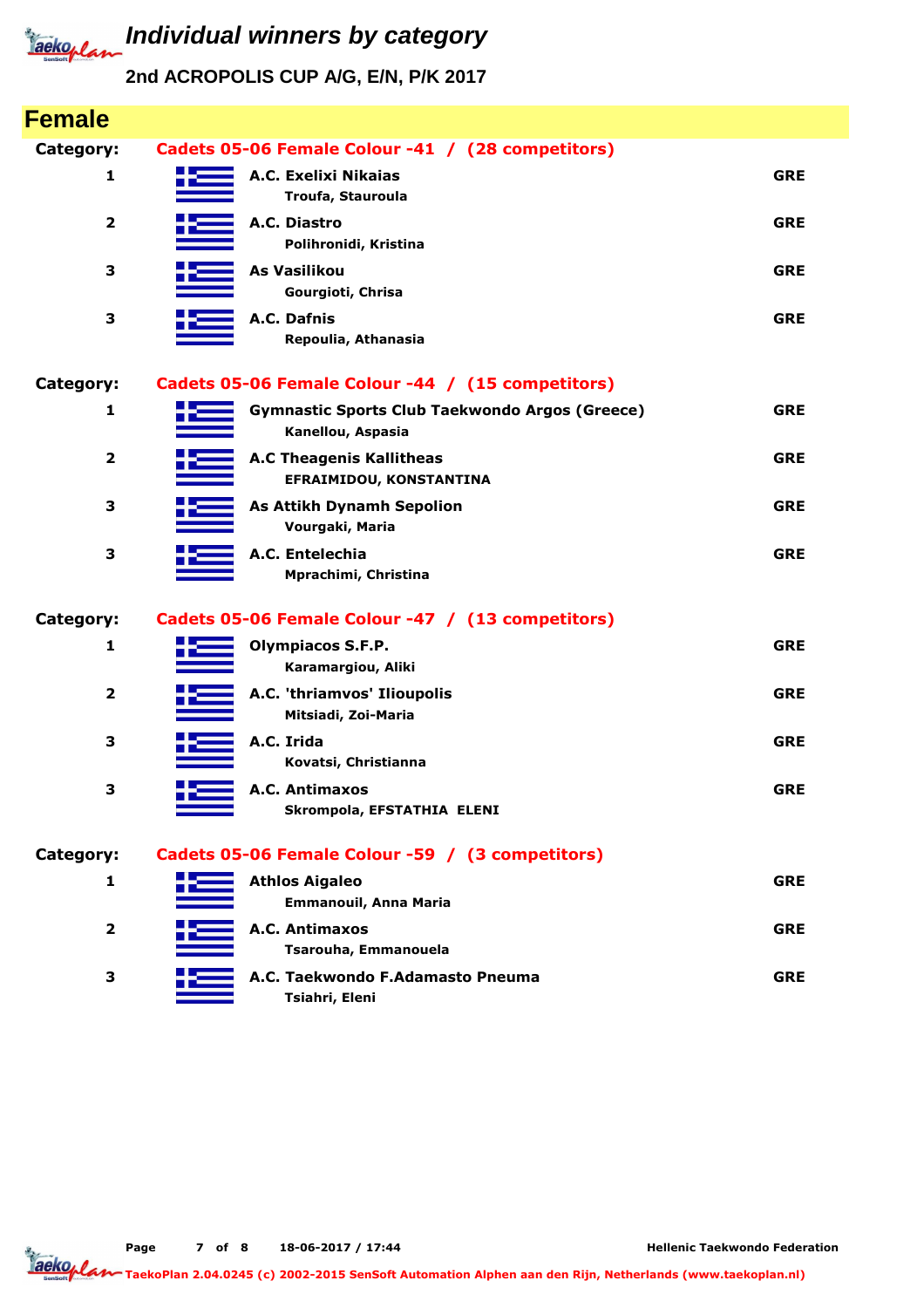# Individual winners by category

## 2nd ACROPOLIS CUP A/G, E/N, P/K 2017

## Female

### Category: Cadets 05-06 Female Colour -41 / (28 competitors)

| | | |
|---|---|---|
| 1 | **A.C. Exelixi Nikaias**<br>Troufa, Stauroula | GRE |
| 2 | **A.C. Diastro**<br>Polihronidi, Kristina | GRE |
| 3 | **As Vasilikou**<br>Gourgioti, Chrisa | GRE |
| 3 | **A.C. Dafnis**<br>Repoulia, Athanasia | GRE |

### Category: Cadets 05-06 Female Colour -44 / (15 competitors)

| | | |
|---|---|---|
| 1 | **Gymnastic Sports Club Taekwondo Argos (Greece)**<br>Kanellou, Aspasia | GRE |
| 2 | **A.C Theagenis Kallitheas**<br>EFRAIMIDOU, KONSTANTINA | GRE |
| 3 | **As Attikh Dynamh Sepolion**<br>Vourgaki, Maria | GRE |
| 3 | **A.C. Entelechia**<br>Mprachimi, Christina | GRE |

### Category: Cadets 05-06 Female Colour -47 / (13 competitors)

| | | |
|---|---|---|
| 1 | **Olympiacos S.F.P.**<br>Karamargiou, Aliki | GRE |
| 2 | **A.C. 'thriamvos' Ilioupolis**<br>Mitsiadi, Zoi-Maria | GRE |
| 3 | **A.C. Irida**<br>Kovatsi, Christianna | GRE |
| 3 | **A.C. Antimaxos**<br>Skrompola, EFSTATHIA ELENI | GRE |

### Category: Cadets 05-06 Female Colour -59 / (3 competitors)

| | | |
|---|---|---|
| 1 | **Athlos Aigaleo**<br>Emmanouil, Anna Maria | GRE |
| 2 | **A.C. Antimaxos**<br>Tsarouha, Emmanouela | GRE |
| 3 | **A.C. Taekwondo F.Adamasto Pneuma**<br>Tsiahri, Eleni | GRE |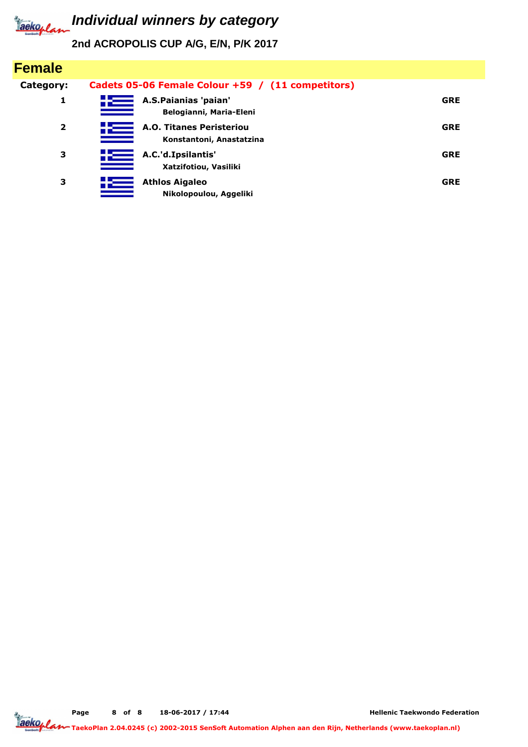# Individual winners by category

**2nd ACROPOLIS CUP A/G, E/N, P/K 2017**

## Female

**Category:** Cadets 05-06 Female Colour +59 / (11 competitors)

| | | | |
|---|---|---|---|
| 1 | A.S.Paianias 'paian' | Belogianni, Maria-Eleni | GRE |
| 2 | A.O. Titanes Peristeriou | Konstantoni, Anastatzina | GRE |
| 3 | A.C.'d.Ipsilantis' | Xatzifotiou, Vasiliki | GRE |
| 3 | Athlos Aigaleo | Nikolopoulou, Aggeliki | GRE |

18-06-2017 / 17:44

Hellenic Taekwondo Federation

TaekoPlan 2.04.0245 (c) 2002-2015 SenSoft Automation Alphen aan den Rijn, Netherlands (www.taekoplan.nl)